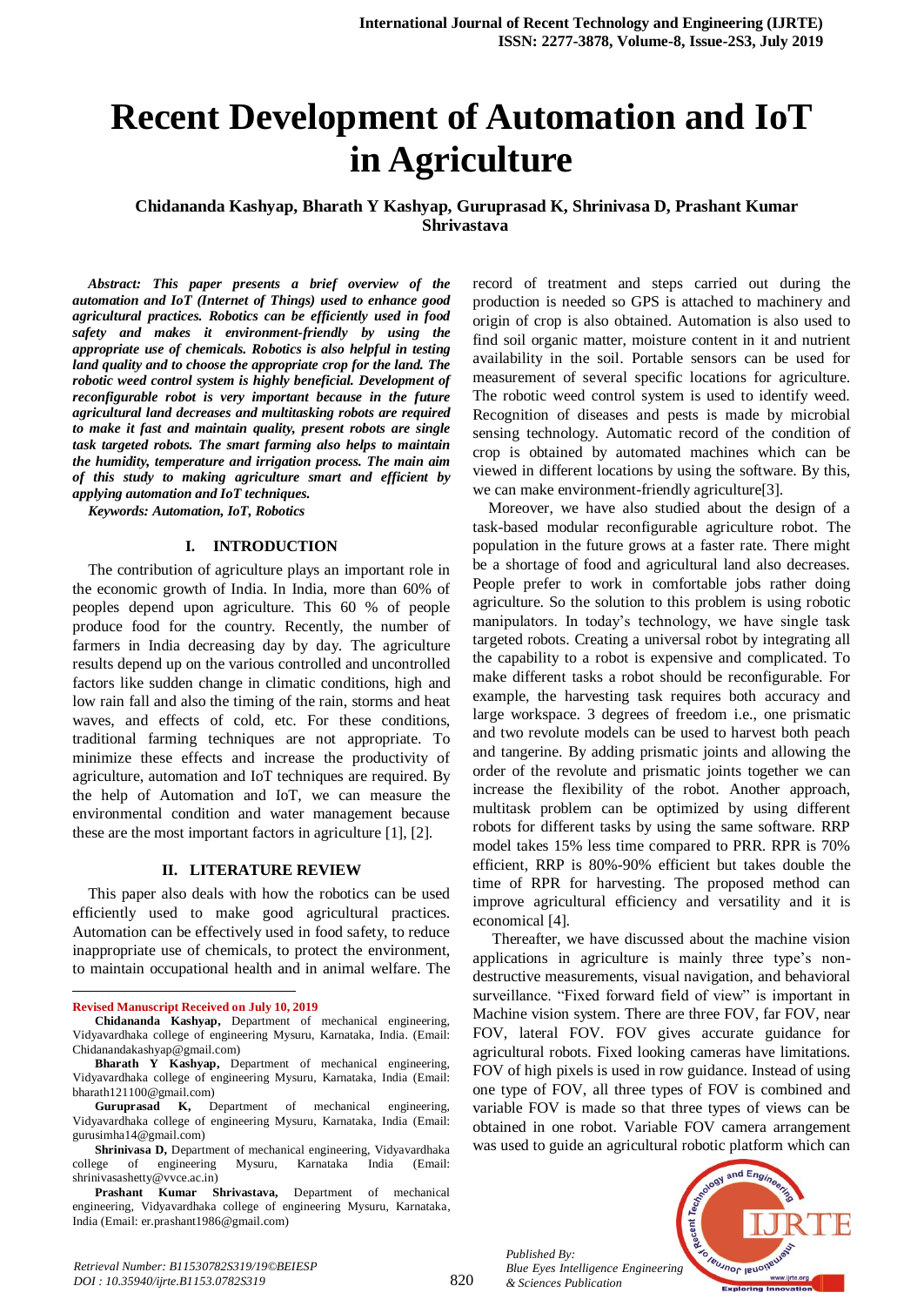# Recent Development of Automation and IoT in Agriculture

**Chidananda Kashyap, Bharath Y Kashyap, Guruprasad K, Shrinivasa D, Prashant Kumar Shrivastava**

***Abstract: This paper presents a brief overview of the automation and IoT (Internet of Things) used to enhance good agricultural practices. Robotics can be efficiently used in food safety and makes it environment-friendly by using the appropriate use of chemicals. Robotics is also helpful in testing land quality and to choose the appropriate crop for the land. The robotic weed control system is highly beneficial. Development of reconfigurable robot is very important because in the future agricultural land decreases and multitasking robots are required to make it fast and maintain quality, present robots are single task targeted robots. The smart farming also helps to maintain the humidity, temperature and irrigation process. The main aim of this study to making agriculture smart and efficient by applying automation and IoT techniques.***

***Keywords: Automation, IoT, Robotics***

## I. INTRODUCTION

The contribution of agriculture plays an important role in the economic growth of India. In India, more than 60% of peoples depend upon agriculture. This 60 % of people produce food for the country. Recently, the number of farmers in India decreasing day by day. The agriculture results depend up on the various controlled and uncontrolled factors like sudden change in climatic conditions, high and low rain fall and also the timing of the rain, storms and heat waves, and effects of cold, etc. For these conditions, traditional farming techniques are not appropriate. To minimize these effects and increase the productivity of agriculture, automation and IoT techniques are required. By the help of Automation and IoT, we can measure the environmental condition and water management because these are the most important factors in agriculture [1], [2].

## II. LITERATURE REVIEW

This paper also deals with how the robotics can be used efficiently used to make good agricultural practices. Automation can be effectively used in food safety, to reduce inappropriate use of chemicals, to protect the environment, to maintain occupational health and in animal welfare. The record of treatment and steps carried out during the production is needed so GPS is attached to machinery and origin of crop is also obtained. Automation is also used to find soil organic matter, moisture content in it and nutrient availability in the soil. Portable sensors can be used for measurement of several specific locations for agriculture. The robotic weed control system is used to identify weed. Recognition of diseases and pests is made by microbial sensing technology. Automatic record of the condition of crop is obtained by automated machines which can be viewed in different locations by using the software. By this, we can make environment-friendly agriculture[3].

Moreover, we have also studied about the design of a task-based modular reconfigurable agriculture robot. The population in the future grows at a faster rate. There might be a shortage of food and agricultural land also decreases. People prefer to work in comfortable jobs rather doing agriculture. So the solution to this problem is using robotic manipulators. In today's technology, we have single task targeted robots. Creating a universal robot by integrating all the capability to a robot is expensive and complicated. To make different tasks a robot should be reconfigurable. For example, the harvesting task requires both accuracy and large workspace. 3 degrees of freedom i.e., one prismatic and two revolute models can be used to harvest both peach and tangerine. By adding prismatic joints and allowing the order of the revolute and prismatic joints together we can increase the flexibility of the robot. Another approach, multitask problem can be optimized by using different robots for different tasks by using the same software. RRP model takes 15% less time compared to PRR. RPR is 70% efficient, RRP is 80%-90% efficient but takes double the time of RPR for harvesting. The proposed method can improve agricultural efficiency and versatility and it is economical [4].

Thereafter, we have discussed about the machine vision applications in agriculture is mainly three type's non-destructive measurements, visual navigation, and behavioral surveillance. "Fixed forward field of view" is important in Machine vision system. There are three FOV, far FOV, near FOV, lateral FOV. FOV gives accurate guidance for agricultural robots. Fixed looking cameras have limitations. FOV of high pixels is used in row guidance. Instead of using one type of FOV, all three types of FOV is combined and variable FOV is made so that three types of views can be obtained in one robot. Variable FOV camera arrangement was used to guide an agricultural robotic platform which can

---

**Revised Manuscript Received on July 10, 2019**

**Chidananda Kashyap,** Department of mechanical engineering, Vidyavardhaka college of engineering Mysuru, Karnataka, India. (Email: Chidanandakashyap@gmail.com)

**Bharath Y Kashyap,** Department of mechanical engineering, Vidyavardhaka college of engineering Mysuru, Karnataka, India (Email: bharath121100@gmail.com)

**Guruprasad K,** Department of mechanical engineering, Vidyavardhaka college of engineering Mysuru, Karnataka, India (Email: gurusimha14@gmail.com)

**Shrinivasa D,** Department of mechanical engineering, Vidyavardhaka college of engineering Mysuru, Karnataka India (Email: shrinivasashetty@vvce.ac.in)

**Prashant Kumar Shrivastava,** Department of mechanical engineering, Vidyavardhaka college of engineering Mysuru, Karnataka, India (Email: er.prashant1986@gmail.com)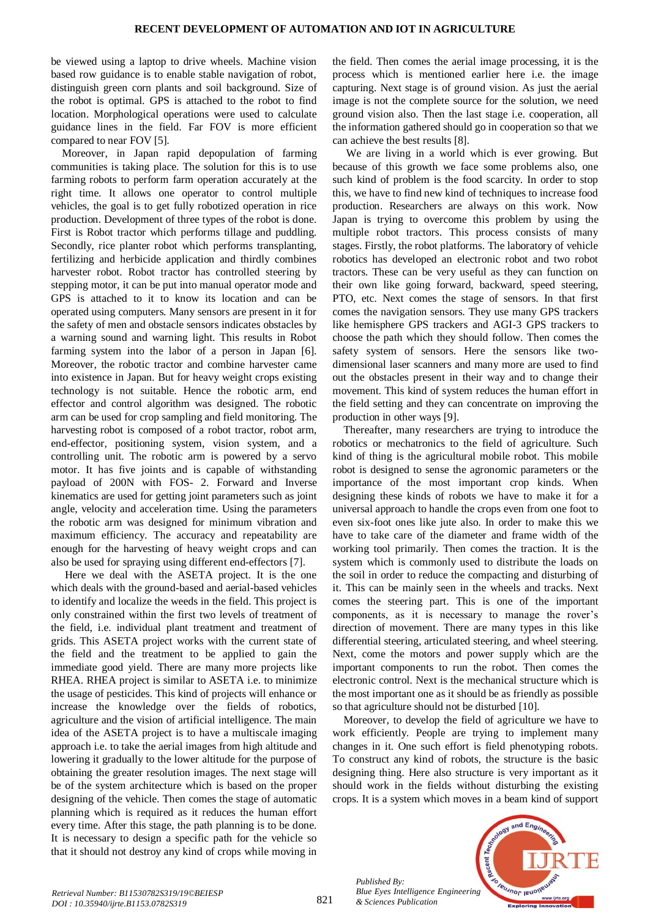be viewed using a laptop to drive wheels. Machine vision based row guidance is to enable stable navigation of robot, distinguish green corn plants and soil background. Size of the robot is optimal. GPS is attached to the robot to find location. Morphological operations were used to calculate guidance lines in the field. Far FOV is more efficient compared to near FOV [5].

Moreover, in Japan rapid depopulation of farming communities is taking place. The solution for this is to use farming robots to perform farm operation accurately at the right time. It allows one operator to control multiple vehicles, the goal is to get fully robotized operation in rice production. Development of three types of the robot is done. First is Robot tractor which performs tillage and puddling. Secondly, rice planter robot which performs transplanting, fertilizing and herbicide application and thirdly combines harvester robot. Robot tractor has controlled steering by stepping motor, it can be put into manual operator mode and GPS is attached to it to know its location and can be operated using computers. Many sensors are present in it for the safety of men and obstacle sensors indicates obstacles by a warning sound and warning light. This results in Robot farming system into the labor of a person in Japan [6]. Moreover, the robotic tractor and combine harvester came into existence in Japan. But for heavy weight crops existing technology is not suitable. Hence the robotic arm, end effector and control algorithm was designed. The robotic arm can be used for crop sampling and field monitoring. The harvesting robot is composed of a robot tractor, robot arm, end-effector, positioning system, vision system, and a controlling unit. The robotic arm is powered by a servo motor. It has five joints and is capable of withstanding payload of 200N with FOS- 2. Forward and Inverse kinematics are used for getting joint parameters such as joint angle, velocity and acceleration time. Using the parameters the robotic arm was designed for minimum vibration and maximum efficiency. The accuracy and repeatability are enough for the harvesting of heavy weight crops and can also be used for spraying using different end-effectors [7].

Here we deal with the ASETA project. It is the one which deals with the ground-based and aerial-based vehicles to identify and localize the weeds in the field. This project is only constrained within the first two levels of treatment of the field, i.e. individual plant treatment and treatment of grids. This ASETA project works with the current state of the field and the treatment to be applied to gain the immediate good yield. There are many more projects like RHEA. RHEA project is similar to ASETA i.e. to minimize the usage of pesticides. This kind of projects will enhance or increase the knowledge over the fields of robotics, agriculture and the vision of artificial intelligence. The main idea of the ASETA project is to have a multiscale imaging approach i.e. to take the aerial images from high altitude and lowering it gradually to the lower altitude for the purpose of obtaining the greater resolution images. The next stage will be of the system architecture which is based on the proper designing of the vehicle. Then comes the stage of automatic planning which is required as it reduces the human effort every time. After this stage, the path planning is to be done. It is necessary to design a specific path for the vehicle so that it should not destroy any kind of crops while moving in the field. Then comes the aerial image processing, it is the process which is mentioned earlier here i.e. the image capturing. Next stage is of ground vision. As just the aerial image is not the complete source for the solution, we need ground vision also. Then the last stage i.e. cooperation, all the information gathered should go in cooperation so that we can achieve the best results [8].

We are living in a world which is ever growing. But because of this growth we face some problems also, one such kind of problem is the food scarcity. In order to stop this, we have to find new kind of techniques to increase food production. Researchers are always on this work. Now Japan is trying to overcome this problem by using the multiple robot tractors. This process consists of many stages. Firstly, the robot platforms. The laboratory of vehicle robotics has developed an electronic robot and two robot tractors. These can be very useful as they can function on their own like going forward, backward, speed steering, PTO, etc. Next comes the stage of sensors. In that first comes the navigation sensors. They use many GPS trackers like hemisphere GPS trackers and AGI-3 GPS trackers to choose the path which they should follow. Then comes the safety system of sensors. Here the sensors like two-dimensional laser scanners and many more are used to find out the obstacles present in their way and to change their movement. This kind of system reduces the human effort in the field setting and they can concentrate on improving the production in other ways [9].

Thereafter, many researchers are trying to introduce the robotics or mechatronics to the field of agriculture. Such kind of thing is the agricultural mobile robot. This mobile robot is designed to sense the agronomic parameters or the importance of the most important crop kinds. When designing these kinds of robots we have to make it for a universal approach to handle the crops even from one foot to even six-foot ones like jute also. In order to make this we have to take care of the diameter and frame width of the working tool primarily. Then comes the traction. It is the system which is commonly used to distribute the loads on the soil in order to reduce the compacting and disturbing of it. This can be mainly seen in the wheels and tracks. Next comes the steering part. This is one of the important components, as it is necessary to manage the rover's direction of movement. There are many types in this like differential steering, articulated steering, and wheel steering. Next, come the motors and power supply which are the important components to run the robot. Then comes the electronic control. Next is the mechanical structure which is the most important one as it should be as friendly as possible so that agriculture should not be disturbed [10].

Moreover, to develop the field of agriculture we have to work efficiently. People are trying to implement many changes in it. One such effort is field phenotyping robots. To construct any kind of robots, the structure is the basic designing thing. Here also structure is very important as it should work in the fields without disturbing the existing crops. It is a system which moves in a beam kind of support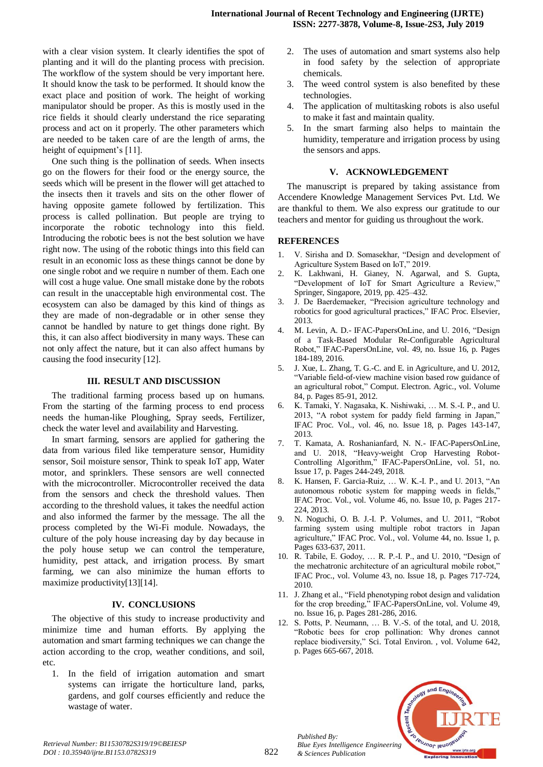with a clear vision system. It clearly identifies the spot of planting and it will do the planting process with precision. The workflow of the system should be very important here. It should know the task to be performed. It should know the exact place and position of work. The height of working manipulator should be proper. As this is mostly used in the rice fields it should clearly understand the rice separating process and act on it properly. The other parameters which are needed to be taken care of are the length of arms, the height of equipment's [11].

One such thing is the pollination of seeds. When insects go on the flowers for their food or the energy source, the seeds which will be present in the flower will get attached to the insects then it travels and sits on the other flower of having opposite gamete followed by fertilization. This process is called pollination. But people are trying to incorporate the robotic technology into this field. Introducing the robotic bees is not the best solution we have right now. The using of the robotic things into this field can result in an economic loss as these things cannot be done by one single robot and we require n number of them. Each one will cost a huge value. One small mistake done by the robots can result in the unacceptable high environmental cost. The ecosystem can also be damaged by this kind of things as they are made of non-degradable or in other sense they cannot be handled by nature to get things done right. By this, it can also affect biodiversity in many ways. These can not only affect the nature, but it can also affect humans by causing the food insecurity [12].

## III. RESULT AND DISCUSSION

The traditional farming process based up on humans. From the starting of the farming process to end process needs the human-like Ploughing, Spray seeds, Fertilizer, check the water level and availability and Harvesting.

In smart farming, sensors are applied for gathering the data from various filed like temperature sensor, Humidity sensor, Soil moisture sensor, Think to speak IoT app, Water motor, and sprinklers. These sensors are well connected with the microcontroller. Microcontroller received the data from the sensors and check the threshold values. Then according to the threshold values, it takes the needful action and also informed the farmer by the message. The all the process completed by the Wi-Fi module. Nowadays, the culture of the poly house increasing day by day because in the poly house setup we can control the temperature, humidity, pest attack, and irrigation process. By smart farming, we can also minimize the human efforts to maximize productivity[13][14].

## IV. CONCLUSIONS

The objective of this study to increase productivity and minimize time and human efforts. By applying the automation and smart farming techniques we can change the action according to the crop, weather conditions, and soil, etc.

1. In the field of irrigation automation and smart systems can irrigate the horticulture land, parks, gardens, and golf courses efficiently and reduce the wastage of water.
2. The uses of automation and smart systems also help in food safety by the selection of appropriate chemicals.
3. The weed control system is also benefited by these technologies.
4. The application of multitasking robots is also useful to make it fast and maintain quality.
5. In the smart farming also helps to maintain the humidity, temperature and irrigation process by using the sensors and apps.

## V. ACKNOWLEDGEMENT

The manuscript is prepared by taking assistance from Accendere Knowledge Management Services Pvt. Ltd. We are thankful to them. We also express our gratitude to our teachers and mentor for guiding us throughout the work.

## REFERENCES

1. V. Sirisha and D. Somasekhar, "Design and development of Agriculture System Based on IoT," 2019.
2. K. Lakhwani, H. Gianey, N. Agarwal, and S. Gupta, "Development of IoT for Smart Agriculture a Review," Springer, Singapore, 2019, pp. 425–432.
3. J. De Baerdemaeker, "Precision agriculture technology and robotics for good agricultural practices," IFAC Proc. Elsevier, 2013.
4. M. Levin, A. D.- IFAC-PapersOnLine, and U. 2016, "Design of a Task-Based Modular Re-Configurable Agricultural Robot," IFAC-PapersOnLine, vol. 49, no. Issue 16, p. Pages 184-189, 2016.
5. J. Xue, L. Zhang, T. G.-C. and E. in Agriculture, and U. 2012, "Variable field-of-view machine vision based row guidance of an agricultural robot," Comput. Electron. Agric., vol. Volume 84, p. Pages 85-91, 2012.
6. K. Tamaki, Y. Nagasaka, K. Nishiwaki, … M. S.-I. P., and U. 2013, "A robot system for paddy field farming in Japan," IFAC Proc. Vol., vol. 46, no. Issue 18, p. Pages 143-147, 2013.
7. T. Kamata, A. Roshanianfard, N. N.- IFAC-PapersOnLine, and U. 2018, "Heavy-weight Crop Harvesting Robot-Controlling Algorithm," IFAC-PapersOnLine, vol. 51, no. Issue 17, p. Pages 244-249, 2018.
8. K. Hansen, F. Garcia-Ruiz, … W. K.-I. P., and U. 2013, "An autonomous robotic system for mapping weeds in fields," IFAC Proc. Vol., vol. Volume 46, no. Issue 10, p. Pages 217-224, 2013.
9. N. Noguchi, O. B. J.-I. P. Volumes, and U. 2011, "Robot farming system using multiple robot tractors in Japan agriculture," IFAC Proc. Vol., vol. Volume 44, no. Issue 1, p. Pages 633-637, 2011.
10. R. Tabile, E. Godoy, … R. P.-I. P., and U. 2010, "Design of the mechatronic architecture of an agricultural mobile robot," IFAC Proc., vol. Volume 43, no. Issue 18, p. Pages 717-724, 2010.
11. J. Zhang et al., "Field phenotyping robot design and validation for the crop breeding," IFAC-PapersOnLine, vol. Volume 49, no. Issue 16, p. Pages 281-286, 2016.
12. S. Potts, P. Neumann, … B. V.-S. of the total, and U. 2018, "Robotic bees for crop pollination: Why drones cannot replace biodiversity," Sci. Total Environ. , vol. Volume 642, p. Pages 665-667, 2018.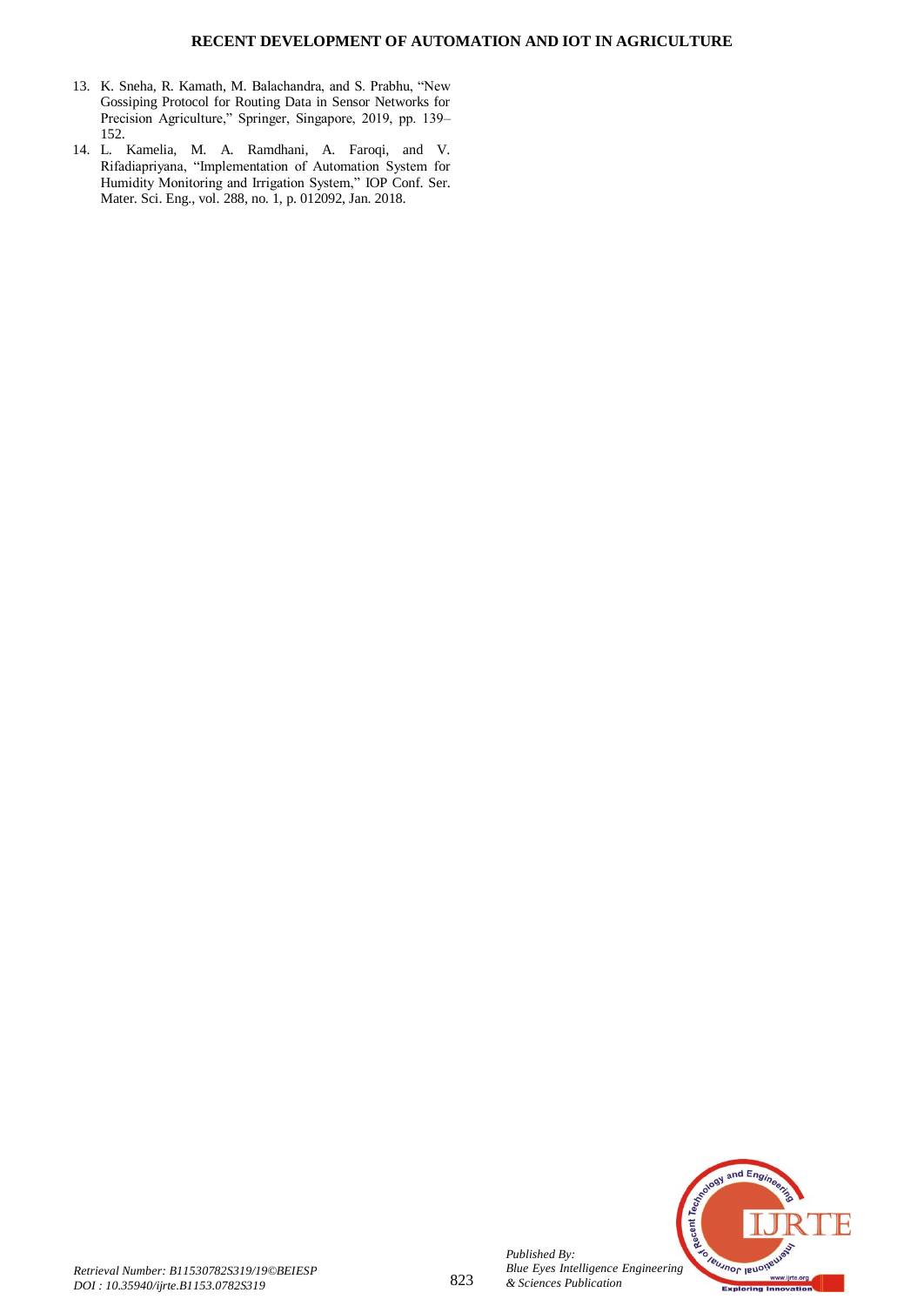13. K. Sneha, R. Kamath, M. Balachandra, and S. Prabhu, “New Gossiping Protocol for Routing Data in Sensor Networks for Precision Agriculture,” Springer, Singapore, 2019, pp. 139–152.
14. L. Kamelia, M. A. Ramdhani, A. Faroqi, and V. Rifadiapriyana, “Implementation of Automation System for Humidity Monitoring and Irrigation System,” IOP Conf. Ser. Mater. Sci. Eng., vol. 288, no. 1, p. 012092, Jan. 2018.